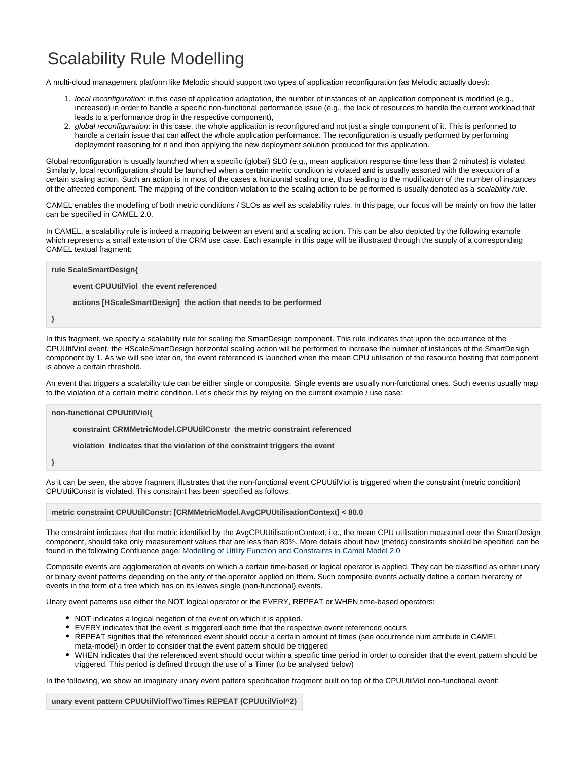# Scalability Rule Modelling

A multi-cloud management platform like Melodic should support two types of application reconfiguration (as Melodic actually does):

1. *local reconfiguration*: in this case of application adaptation, the number of instances of an application component is modified (e.g., increased) in order to handle a specific non-functional performance issue (e.g., the lack of resources to handle the current workload that leads to a performance drop in the respective component),
2. *global reconfiguration*: in this case, the whole application is reconfigured and not just a single component of it. This is performed to handle a certain issue that can affect the whole application performance. The reconfiguration is usually performed by performing deployment reasoning for it and then applying the new deployment solution produced for this application.

Global reconfiguration is usually launched when a specific (global) SLO (e.g., mean application response time less than 2 minutes) is violated. Similarly, local reconfiguration should be launched when a certain metric condition is violated and is usually assorted with the execution of a certain scaling action. Such an action is in most of the cases a horizontal scaling one, thus leading to the modification of the number of instances of the affected component. The mapping of the condition violation to the scaling action to be performed is usually denoted as a *scalability rule*.

CAMEL enables the modelling of both metric conditions / SLOs as well as scalability rules. In this page, our focus will be mainly on how the latter can be specified in CAMEL 2.0.

In CAMEL, a scalability rule is indeed a mapping between an event and a scaling action. This can be also depicted by the following example which represents a small extension of the CRM use case. Each example in this page will be illustrated through the supply of a corresponding CAMEL textual fragment:

```
rule ScaleSmartDesign{
        event CPUUtilViol  the event referenced
        actions [HScaleSmartDesign]  the action that needs to be performed
}
```

In this fragment, we specify a scalability rule for scaling the SmartDesign component. This rule indicates that upon the occurrence of the CPUUtilViol event, the HScaleSmartDesign horizontal scaling action will be performed to increase the number of instances of the SmartDesign component by 1. As we will see later on, the event referenced is launched when the mean CPU utilisation of the resource hosting that component is above a certain threshold.

An event that triggers a scalability tule can be either single or composite. Single events are usually non-functional ones. Such events usually map to the violation of a certain metric condition. Let's check this by relying on the current example / use case:

```
non-functional CPUUtilViol{
        constraint CRMMetricModel.CPUUtilConstr  the metric constraint referenced
        violation  indicates that the violation of the constraint triggers the event
}
```

As it can be seen, the above fragment illustrates that the non-functional event CPUUtilViol is triggered when the constraint (metric condition) CPUUtilConstr is violated. This constraint has been specified as follows:

```
metric constraint CPUUtilConstr: [CRMMetricModel.AvgCPUUtilisationContext] < 80.0
```

The constraint indicates that the metric identified by the AvgCPUUtilisationContext, i.e., the mean CPU utilisation measured over the SmartDesign component, should take only measurement values that are less than 80%. More details about how (metric) constraints should be specified can be found in the following Confluence page: Modelling of Utility Function and Constraints in Camel Model 2.0

Composite events are agglomeration of events on which a certain time-based or logical operator is applied. They can be classified as either unary or binary event patterns depending on the arity of the operator applied on them. Such composite events actually define a certain hierarchy of events in the form of a tree which has on its leaves single (non-functional) events.

Unary event patterns use either the NOT logical operator or the EVERY, REPEAT or WHEN time-based operators:

- NOT indicates a logical negation of the event on which it is applied.
- EVERY indicates that the event is triggered each time that the respective event referenced occurs
- REPEAT signifies that the referenced event should occur a certain amount of times (see occurrence num attribute in CAMEL meta-model) in order to consider that the event pattern should be triggered
- WHEN indicates that the referenced event should occur within a specific time period in order to consider that the event pattern should be triggered. This period is defined through the use of a Timer (to be analysed below)

In the following, we show an imaginary unary event pattern specification fragment built on top of the CPUUtilViol non-functional event:

```
unary event pattern CPUUtilViolTwoTimes REPEAT (CPUUtilViol^2)
```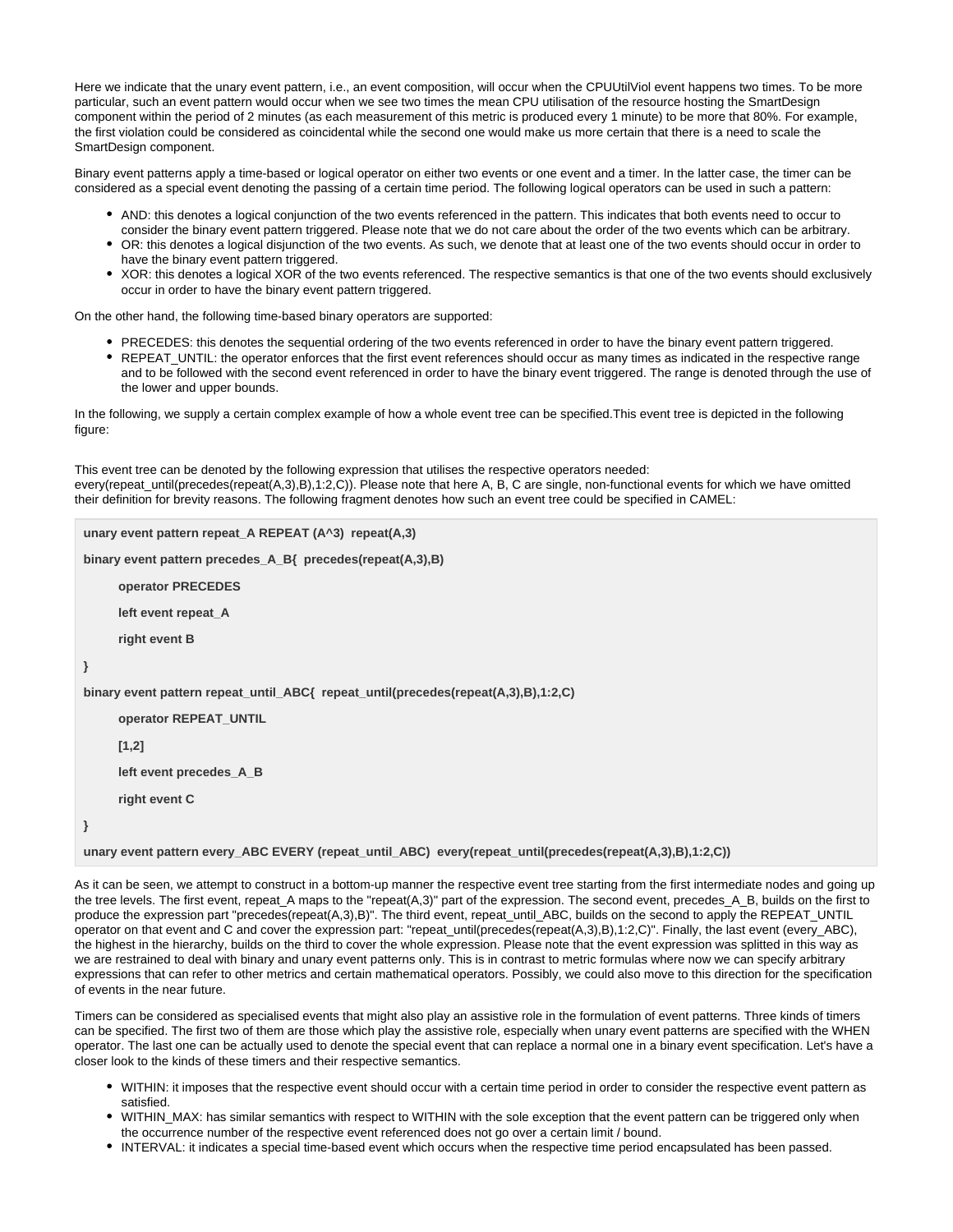Here we indicate that the unary event pattern, i.e., an event composition, will occur when the CPUUtilViol event happens two times. To be more particular, such an event pattern would occur when we see two times the mean CPU utilisation of the resource hosting the SmartDesign component within the period of 2 minutes (as each measurement of this metric is produced every 1 minute) to be more that 80%. For example, the first violation could be considered as coincidental while the second one would make us more certain that there is a need to scale the SmartDesign component.

Binary event patterns apply a time-based or logical operator on either two events or one event and a timer. In the latter case, the timer can be considered as a special event denoting the passing of a certain time period. The following logical operators can be used in such a pattern:

- AND: this denotes a logical conjunction of the two events referenced in the pattern. This indicates that both events need to occur to consider the binary event pattern triggered. Please note that we do not care about the order of the two events which can be arbitrary.
- OR: this denotes a logical disjunction of the two events. As such, we denote that at least one of the two events should occur in order to have the binary event pattern triggered.
- XOR: this denotes a logical XOR of the two events referenced. The respective semantics is that one of the two events should exclusively occur in order to have the binary event pattern triggered.

On the other hand, the following time-based binary operators are supported:

- PRECEDES: this denotes the sequential ordering of the two events referenced in order to have the binary event pattern triggered.
- REPEAT_UNTIL: the operator enforces that the first event references should occur as many times as indicated in the respective range and to be followed with the second event referenced in order to have the binary event triggered. The range is denoted through the use of the lower and upper bounds.

In the following, we supply a certain complex example of how a whole event tree can be specified.This event tree is depicted in the following figure:

This event tree can be denoted by the following expression that utilises the respective operators needed: every(repeat_until(precedes(repeat(A,3),B),1:2,C)). Please note that here A, B, C are single, non-functional events for which we have omitted their definition for brevity reasons. The following fragment denotes how such an event tree could be specified in CAMEL:

```
unary event pattern repeat_A REPEAT (A^3)  repeat(A,3)

binary event pattern precedes_A_B{  precedes(repeat(A,3),B)

        operator PRECEDES

        left event repeat_A

        right event B

}

binary event pattern repeat_until_ABC{  repeat_until(precedes(repeat(A,3),B),1:2,C)

        operator REPEAT_UNTIL

        [1,2]

        left event precedes_A_B

        right event C

}

unary event pattern every_ABC EVERY (repeat_until_ABC)  every(repeat_until(precedes(repeat(A,3),B),1:2,C))
```

As it can be seen, we attempt to construct in a bottom-up manner the respective event tree starting from the first intermediate nodes and going up the tree levels. The first event, repeat_A maps to the "repeat(A,3)" part of the expression. The second event, precedes_A_B, builds on the first to produce the expression part "precedes(repeat(A,3),B)". The third event, repeat_until_ABC, builds on the second to apply the REPEAT_UNTIL operator on that event and C and cover the expression part: "repeat_until(precedes(repeat(A,3),B),1:2,C)". Finally, the last event (every_ABC), the highest in the hierarchy, builds on the third to cover the whole expression. Please note that the event expression was splitted in this way as we are restrained to deal with binary and unary event patterns only. This is in contrast to metric formulas where now we can specify arbitrary expressions that can refer to other metrics and certain mathematical operators. Possibly, we could also move to this direction for the specification of events in the near future.

Timers can be considered as specialised events that might also play an assistive role in the formulation of event patterns. Three kinds of timers can be specified. The first two of them are those which play the assistive role, especially when unary event patterns are specified with the WHEN operator. The last one can be actually used to denote the special event that can replace a normal one in a binary event specification. Let's have a closer look to the kinds of these timers and their respective semantics.

- WITHIN: it imposes that the respective event should occur with a certain time period in order to consider the respective event pattern as satisfied.
- WITHIN_MAX: has similar semantics with respect to WITHIN with the sole exception that the event pattern can be triggered only when the occurrence number of the respective event referenced does not go over a certain limit / bound.
- INTERVAL: it indicates a special time-based event which occurs when the respective time period encapsulated has been passed.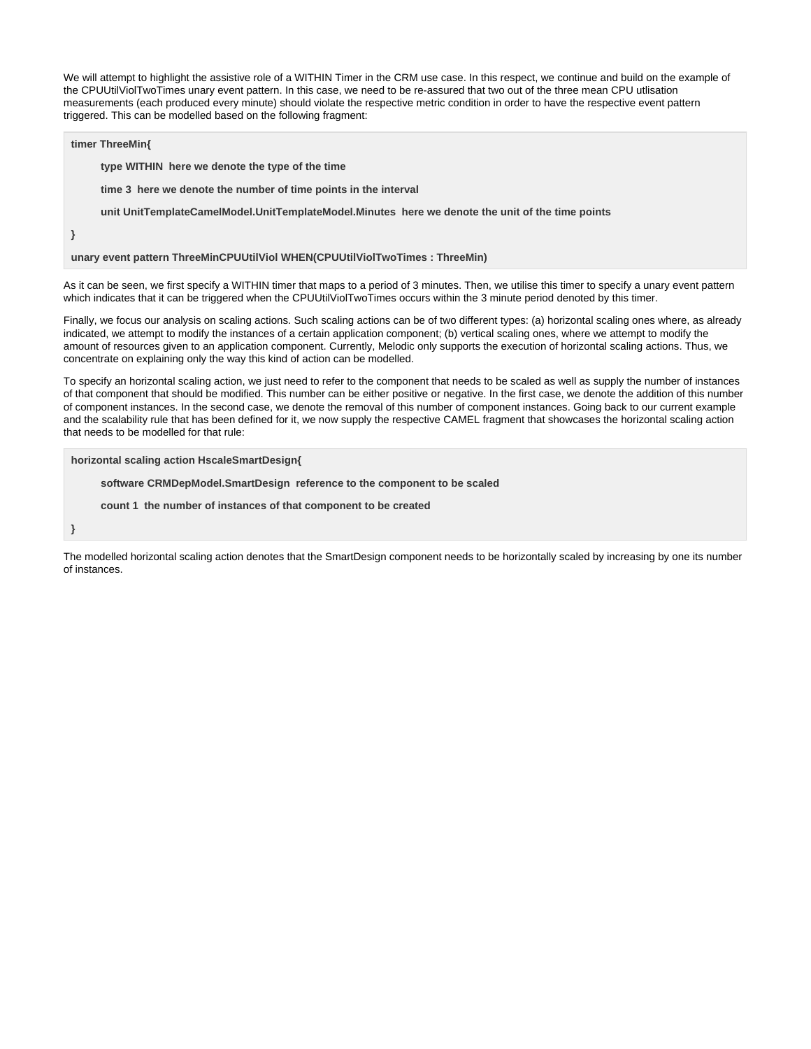We will attempt to highlight the assistive role of a WITHIN Timer in the CRM use case. In this respect, we continue and build on the example of the CPUUtilViolTwoTimes unary event pattern. In this case, we need to be re-assured that two out of the three mean CPU utlisation measurements (each produced every minute) should violate the respective metric condition in order to have the respective event pattern triggered. This can be modelled based on the following fragment:

```
timer ThreeMin{
        type WITHIN  here we denote the type of the time
        time 3  here we denote the number of time points in the interval
        unit UnitTemplateCamelModel.UnitTemplateModel.Minutes  here we denote the unit of the time points
}
unary event pattern ThreeMinCPUUtilViol WHEN(CPUUtilViolTwoTimes : ThreeMin)
```

As it can be seen, we first specify a WITHIN timer that maps to a period of 3 minutes. Then, we utilise this timer to specify a unary event pattern which indicates that it can be triggered when the CPUUtilViolTwoTimes occurs within the 3 minute period denoted by this timer.

Finally, we focus our analysis on scaling actions. Such scaling actions can be of two different types: (a) horizontal scaling ones where, as already indicated, we attempt to modify the instances of a certain application component; (b) vertical scaling ones, where we attempt to modify the amount of resources given to an application component. Currently, Melodic only supports the execution of horizontal scaling actions. Thus, we concentrate on explaining only the way this kind of action can be modelled.

To specify an horizontal scaling action, we just need to refer to the component that needs to be scaled as well as supply the number of instances of that component that should be modified. This number can be either positive or negative. In the first case, we denote the addition of this number of component instances. In the second case, we denote the removal of this number of component instances. Going back to our current example and the scalability rule that has been defined for it, we now supply the respective CAMEL fragment that showcases the horizontal scaling action that needs to be modelled for that rule:

```
horizontal scaling action HscaleSmartDesign{
        software CRMDepModel.SmartDesign  reference to the component to be scaled
        count 1  the number of instances of that component to be created
}
```

The modelled horizontal scaling action denotes that the SmartDesign component needs to be horizontally scaled by increasing by one its number of instances.